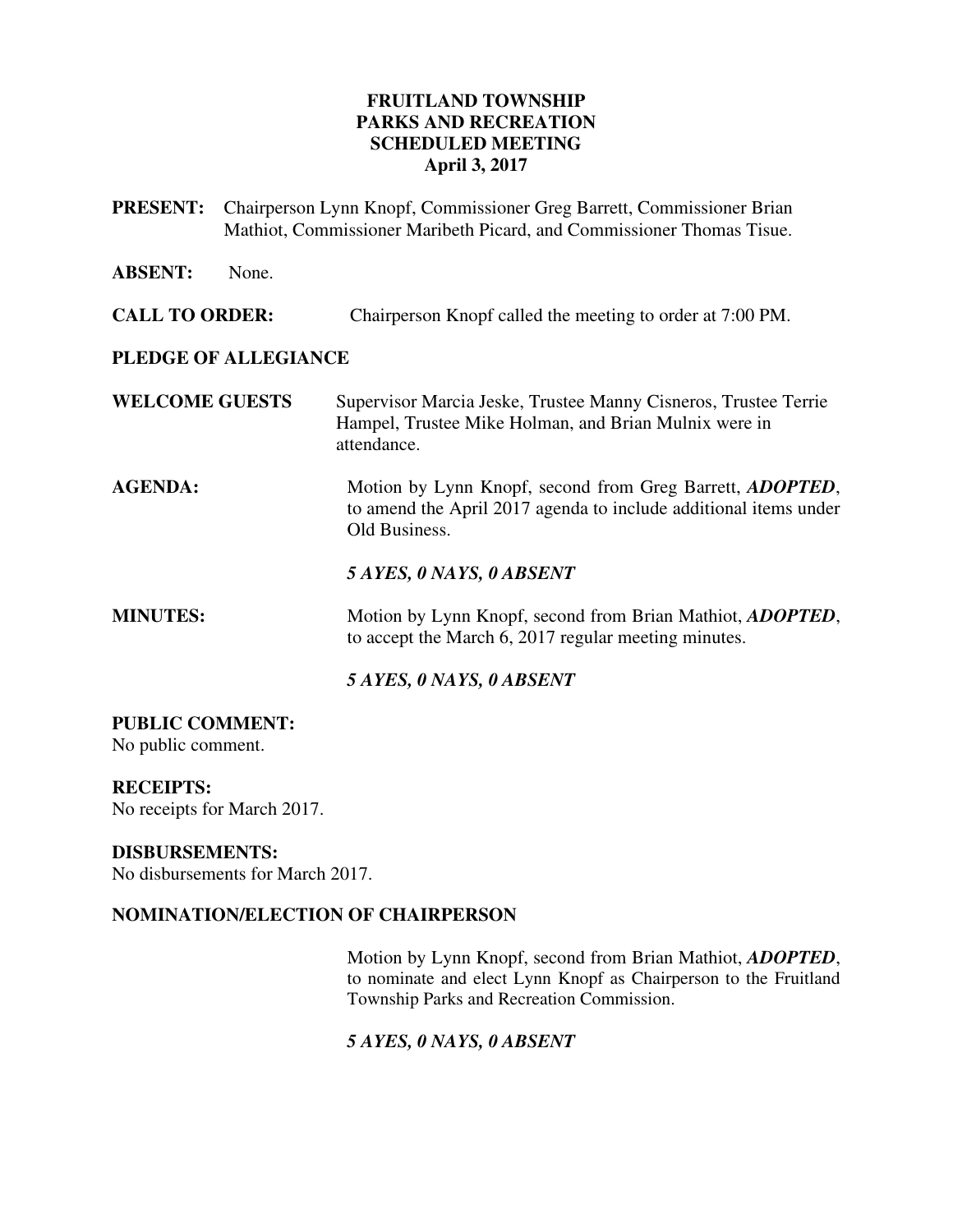# FRUITLAND TOWNSHIP
# PARKS AND RECREATION
# SCHEDULED MEETING
## April 3, 2017

**PRESENT:** Chairperson Lynn Knopf, Commissioner Greg Barrett, Commissioner Brian Mathiot, Commissioner Maribeth Picard, and Commissioner Thomas Tisue.

**ABSENT:** None.

**CALL TO ORDER:** Chairperson Knopf called the meeting to order at 7:00 PM.

**PLEDGE OF ALLEGIANCE**

**WELCOME GUESTS** Supervisor Marcia Jeske, Trustee Manny Cisneros, Trustee Terrie Hampel, Trustee Mike Holman, and Brian Mulnix were in attendance.

**AGENDA:** Motion by Lynn Knopf, second from Greg Barrett, ***ADOPTED***, to amend the April 2017 agenda to include additional items under Old Business.

***5 AYES, 0 NAYS, 0 ABSENT***

**MINUTES:** Motion by Lynn Knopf, second from Brian Mathiot, ***ADOPTED***, to accept the March 6, 2017 regular meeting minutes.

***5 AYES, 0 NAYS, 0 ABSENT***

**PUBLIC COMMENT:**
No public comment.

**RECEIPTS:**
No receipts for March 2017.

**DISBURSEMENTS:**
No disbursements for March 2017.

**NOMINATION/ELECTION OF CHAIRPERSON**

Motion by Lynn Knopf, second from Brian Mathiot, ***ADOPTED***, to nominate and elect Lynn Knopf as Chairperson to the Fruitland Township Parks and Recreation Commission.

***5 AYES, 0 NAYS, 0 ABSENT***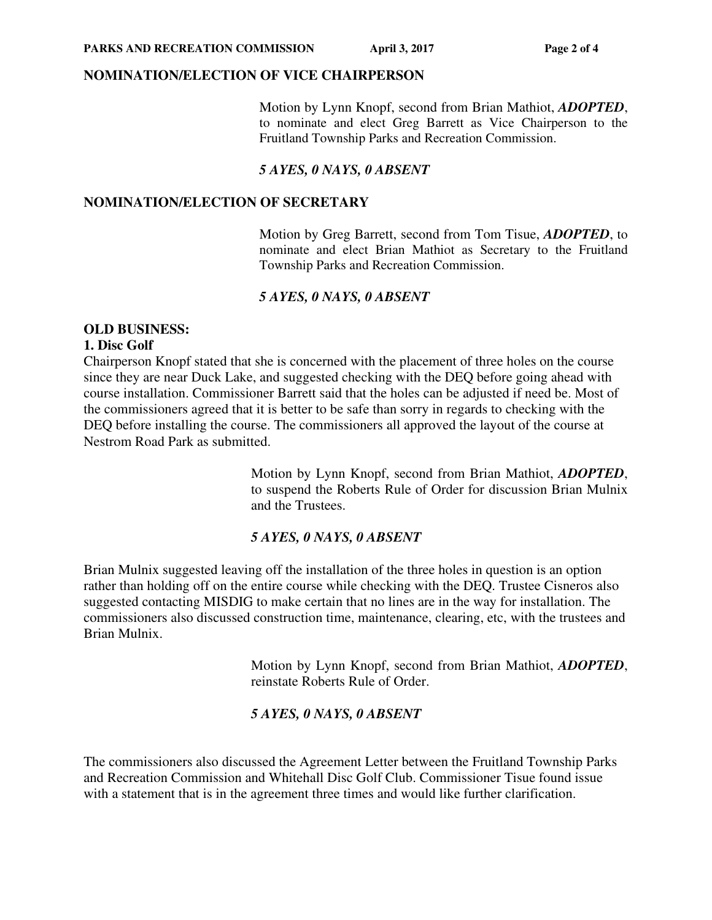## NOMINATION/ELECTION OF VICE CHAIRPERSON

Motion by Lynn Knopf, second from Brian Mathiot, ***ADOPTED***, to nominate and elect Greg Barrett as Vice Chairperson to the Fruitland Township Parks and Recreation Commission.

***5 AYES, 0 NAYS, 0 ABSENT***

## NOMINATION/ELECTION OF SECRETARY

Motion by Greg Barrett, second from Tom Tisue, ***ADOPTED***, to nominate and elect Brian Mathiot as Secretary to the Fruitland Township Parks and Recreation Commission.

***5 AYES, 0 NAYS, 0 ABSENT***

## OLD BUSINESS:

### 1. Disc Golf

Chairperson Knopf stated that she is concerned with the placement of three holes on the course since they are near Duck Lake, and suggested checking with the DEQ before going ahead with course installation. Commissioner Barrett said that the holes can be adjusted if need be. Most of the commissioners agreed that it is better to be safe than sorry in regards to checking with the DEQ before installing the course. The commissioners all approved the layout of the course at Nestrom Road Park as submitted.

Motion by Lynn Knopf, second from Brian Mathiot, ***ADOPTED***, to suspend the Roberts Rule of Order for discussion Brian Mulnix and the Trustees.

***5 AYES, 0 NAYS, 0 ABSENT***

Brian Mulnix suggested leaving off the installation of the three holes in question is an option rather than holding off on the entire course while checking with the DEQ. Trustee Cisneros also suggested contacting MISDIG to make certain that no lines are in the way for installation. The commissioners also discussed construction time, maintenance, clearing, etc, with the trustees and Brian Mulnix.

Motion by Lynn Knopf, second from Brian Mathiot, ***ADOPTED***, reinstate Roberts Rule of Order.

***5 AYES, 0 NAYS, 0 ABSENT***

The commissioners also discussed the Agreement Letter between the Fruitland Township Parks and Recreation Commission and Whitehall Disc Golf Club. Commissioner Tisue found issue with a statement that is in the agreement three times and would like further clarification.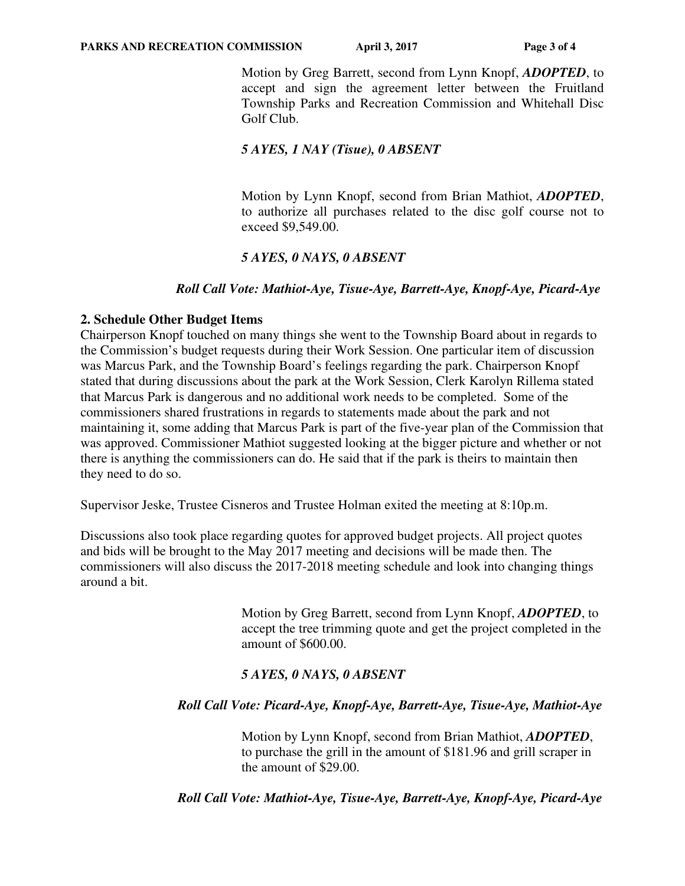Motion by Greg Barrett, second from Lynn Knopf, ***ADOPTED***, to accept and sign the agreement letter between the Fruitland Township Parks and Recreation Commission and Whitehall Disc Golf Club.

***5 AYES, 1 NAY (Tisue), 0 ABSENT***

Motion by Lynn Knopf, second from Brian Mathiot, ***ADOPTED***, to authorize all purchases related to the disc golf course not to exceed $9,549.00.

***5 AYES, 0 NAYS, 0 ABSENT***

***Roll Call Vote: Mathiot-Aye, Tisue-Aye, Barrett-Aye, Knopf-Aye, Picard-Aye***

**2. Schedule Other Budget Items**

Chairperson Knopf touched on many things she went to the Township Board about in regards to the Commission's budget requests during their Work Session. One particular item of discussion was Marcus Park, and the Township Board's feelings regarding the park. Chairperson Knopf stated that during discussions about the park at the Work Session, Clerk Karolyn Rillema stated that Marcus Park is dangerous and no additional work needs to be completed. Some of the commissioners shared frustrations in regards to statements made about the park and not maintaining it, some adding that Marcus Park is part of the five-year plan of the Commission that was approved. Commissioner Mathiot suggested looking at the bigger picture and whether or not there is anything the commissioners can do. He said that if the park is theirs to maintain then they need to do so.

Supervisor Jeske, Trustee Cisneros and Trustee Holman exited the meeting at 8:10p.m.

Discussions also took place regarding quotes for approved budget projects. All project quotes and bids will be brought to the May 2017 meeting and decisions will be made then. The commissioners will also discuss the 2017-2018 meeting schedule and look into changing things around a bit.

Motion by Greg Barrett, second from Lynn Knopf, ***ADOPTED***, to accept the tree trimming quote and get the project completed in the amount of $600.00.

***5 AYES, 0 NAYS, 0 ABSENT***

***Roll Call Vote: Picard-Aye, Knopf-Aye, Barrett-Aye, Tisue-Aye, Mathiot-Aye***

Motion by Lynn Knopf, second from Brian Mathiot, ***ADOPTED***, to purchase the grill in the amount of $181.96 and grill scraper in the amount of $29.00.

***Roll Call Vote: Mathiot-Aye, Tisue-Aye, Barrett-Aye, Knopf-Aye, Picard-Aye***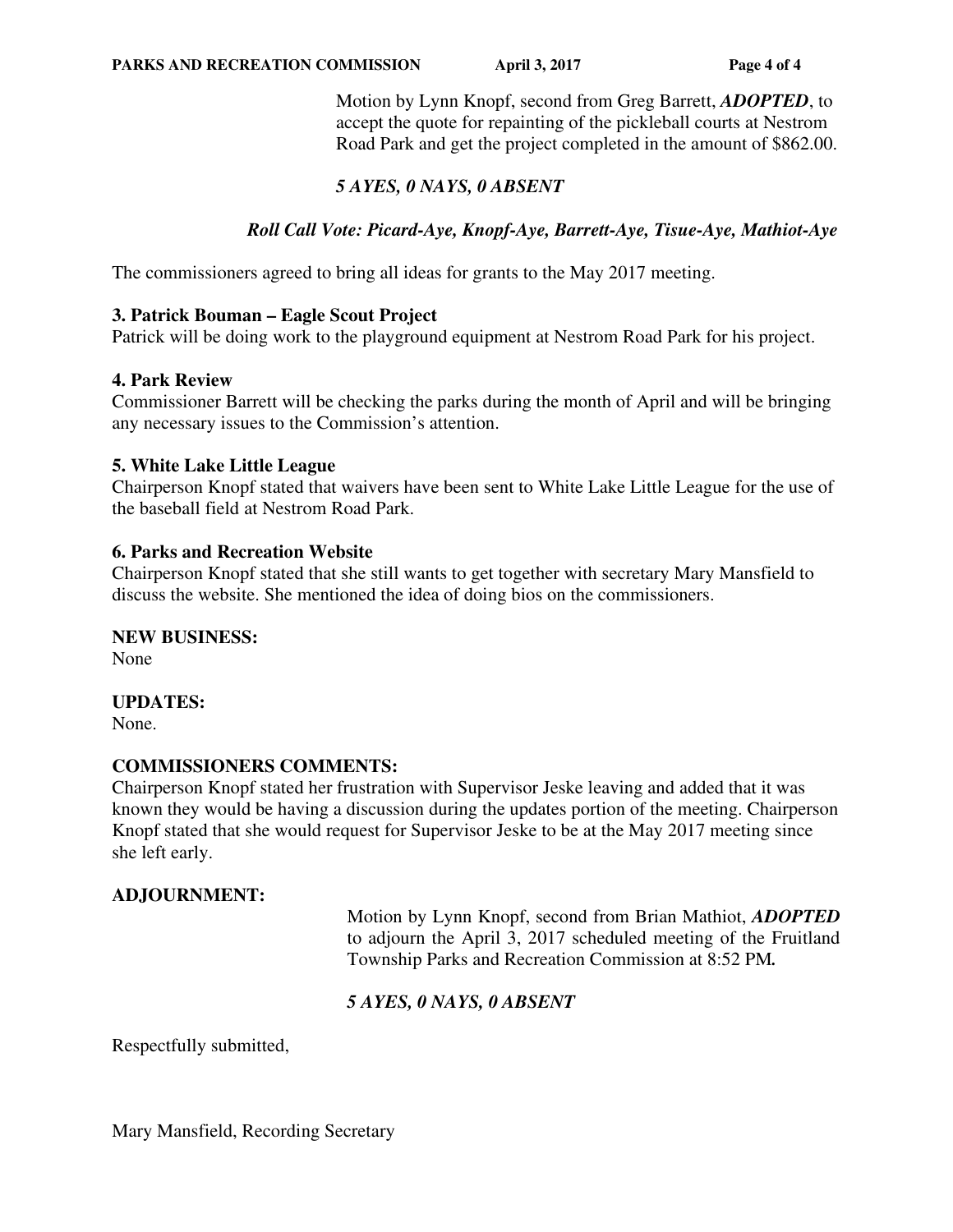Motion by Lynn Knopf, second from Greg Barrett, ***ADOPTED***, to accept the quote for repainting of the pickleball courts at Nestrom Road Park and get the project completed in the amount of $862.00.

***5 AYES, 0 NAYS, 0 ABSENT***

***Roll Call Vote: Picard-Aye, Knopf-Aye, Barrett-Aye, Tisue-Aye, Mathiot-Aye***

The commissioners agreed to bring all ideas for grants to the May 2017 meeting.

**3. Patrick Bouman – Eagle Scout Project**

Patrick will be doing work to the playground equipment at Nestrom Road Park for his project.

**4. Park Review**

Commissioner Barrett will be checking the parks during the month of April and will be bringing any necessary issues to the Commission's attention.

**5. White Lake Little League**

Chairperson Knopf stated that waivers have been sent to White Lake Little League for the use of the baseball field at Nestrom Road Park.

**6. Parks and Recreation Website**

Chairperson Knopf stated that she still wants to get together with secretary Mary Mansfield to discuss the website. She mentioned the idea of doing bios on the commissioners.

**NEW BUSINESS:**

None

**UPDATES:**

None.

**COMMISSIONERS COMMENTS:**

Chairperson Knopf stated her frustration with Supervisor Jeske leaving and added that it was known they would be having a discussion during the updates portion of the meeting. Chairperson Knopf stated that she would request for Supervisor Jeske to be at the May 2017 meeting since she left early.

**ADJOURNMENT:**

Motion by Lynn Knopf, second from Brian Mathiot, ***ADOPTED*** to adjourn the April 3, 2017 scheduled meeting of the Fruitland Township Parks and Recreation Commission at 8:52 PM**.**

***5 AYES, 0 NAYS, 0 ABSENT***

Respectfully submitted,

Mary Mansfield, Recording Secretary